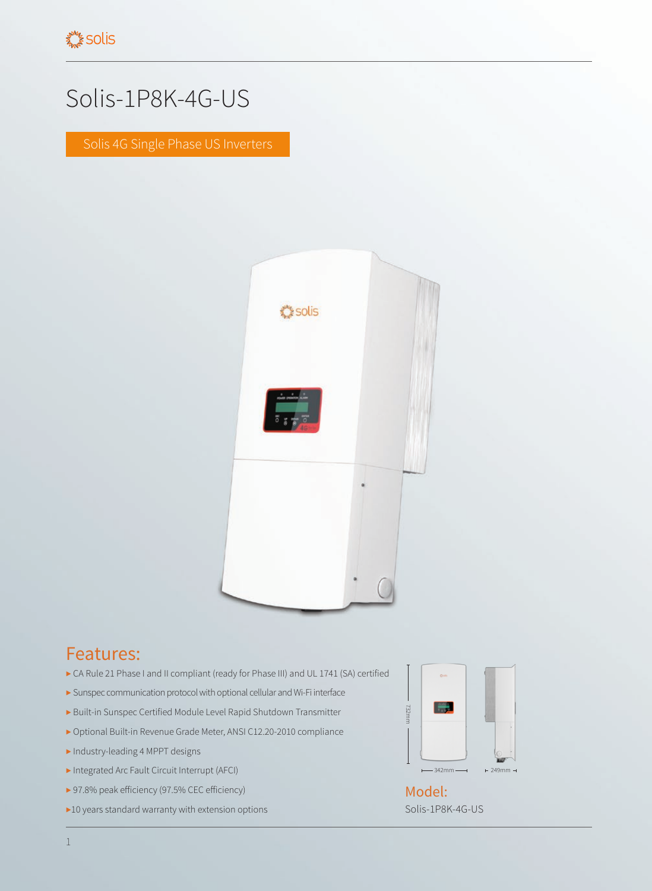# Solis-1P8K-4G-US

Solis 4G Single Phase US Inverters

## Features:

- CA Rule 21 Phase I and II compliant (ready for Phase III) and UL 1741 (SA) certified
- Sunspec communication protocol with optional cellular and Wi-Fi interface
- Built-in Sunspec Certified Module Level Rapid Shutdown Transmitter
- Optional Built-in Revenue Grade Meter, ANSI C12.20-2010 compliance
- Industry-leading 4 MPPT designs
- Integrated Arc Fault Circuit Interrupt (AFCI)
- 97.8% peak efficiency (97.5% CEC efficiency)
- 10 years standard warranty with extension options

732mm

342mm

249mm

## Model:

Solis-1P8K-4G-US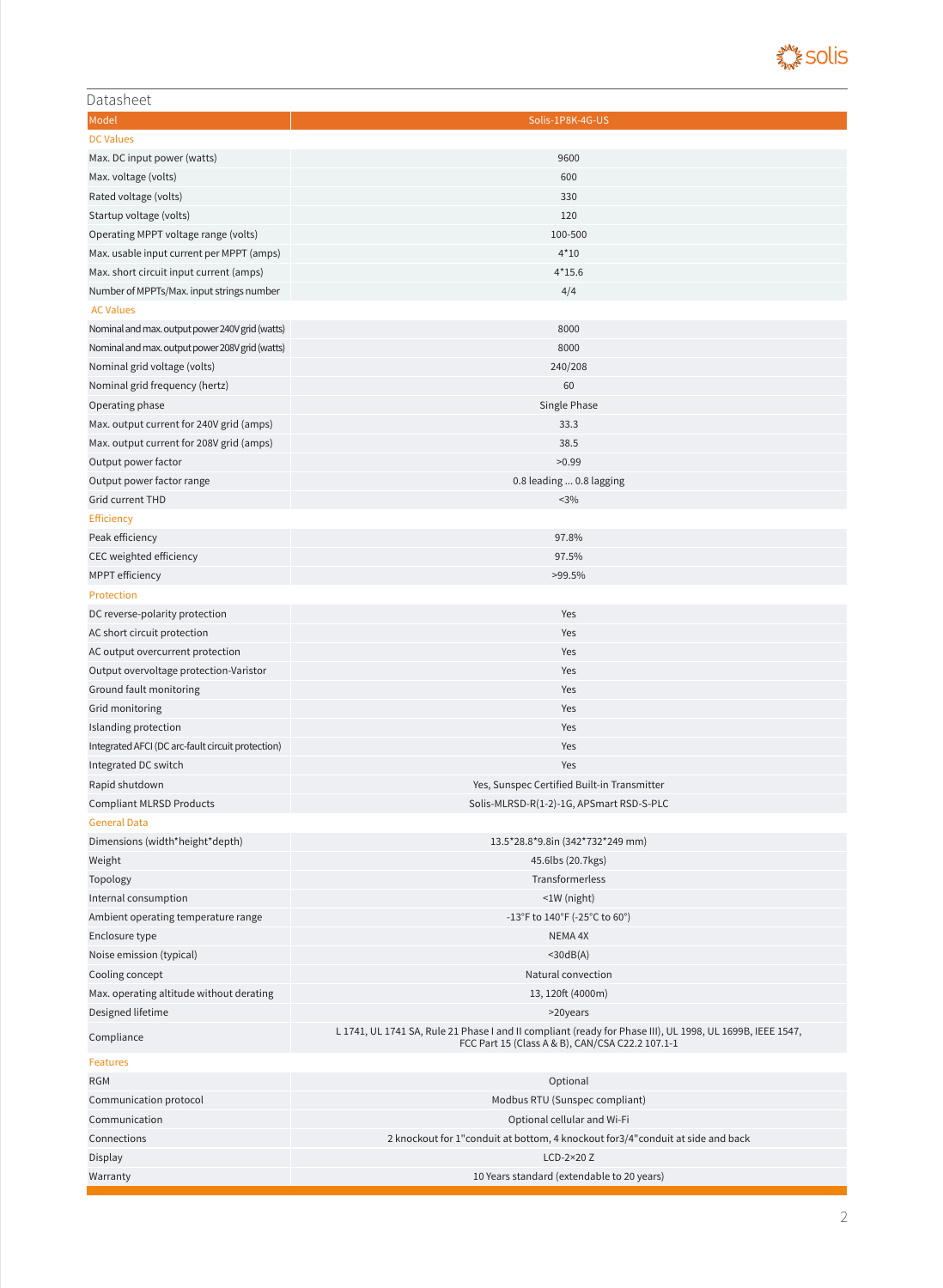Datasheet

| Model | Solis-1P8K-4G-US |
|---|---|
| **DC Values** | |
| Max. DC input power (watts) | 9600 |
| Max. voltage (volts) | 600 |
| Rated voltage (volts) | 330 |
| Startup voltage (volts) | 120 |
| Operating MPPT voltage range (volts) | 100-500 |
| Max. usable input current per MPPT (amps) | 4*10 |
| Max. short circuit input current (amps) | 4*15.6 |
| Number of MPPTs/Max. input strings number | 4/4 |
| **AC Values** | |
| Nominal and max. output power 240V grid (watts) | 8000 |
| Nominal and max. output power 208V grid (watts) | 8000 |
| Nominal grid voltage (volts) | 240/208 |
| Nominal grid frequency (hertz) | 60 |
| Operating phase | Single Phase |
| Max. output current for 240V grid (amps) | 33.3 |
| Max. output current for 208V grid (amps) | 38.5 |
| Output power factor | >0.99 |
| Output power factor range | 0.8 leading ... 0.8 lagging |
| Grid current THD | <3% |
| **Efficiency** | |
| Peak efficiency | 97.8% |
| CEC weighted efficiency | 97.5% |
| MPPT efficiency | >99.5% |
| **Protection** | |
| DC reverse-polarity protection | Yes |
| AC short circuit protection | Yes |
| AC output overcurrent protection | Yes |
| Output overvoltage protection-Varistor | Yes |
| Ground fault monitoring | Yes |
| Grid monitoring | Yes |
| Islanding protection | Yes |
| Integrated AFCI (DC arc-fault circuit protection) | Yes |
| Integrated DC switch | Yes |
| Rapid shutdown | Yes, Sunspec Certified Built-in Transmitter |
| Compliant MLRSD Products | Solis-MLRSD-R(1-2)-1G, APSmart RSD-S-PLC |
| **General Data** | |
| Dimensions (width*height*depth) | 13.5*28.8*9.8in (342*732*249 mm) |
| Weight | 45.6lbs (20.7kgs) |
| Topology | Transformerless |
| Internal consumption | <1W (night) |
| Ambient operating temperature range | -13°F to 140°F (-25°C to 60°) |
| Enclosure type | NEMA 4X |
| Noise emission (typical) | <30dB(A) |
| Cooling concept | Natural convection |
| Max. operating altitude without derating | 13, 120ft (4000m) |
| Designed lifetime | >20years |
| Compliance | L 1741, UL 1741 SA, Rule 21 Phase I and II compliant (ready for Phase III), UL 1998, UL 1699B, IEEE 1547, FCC Part 15 (Class A & B), CAN/CSA C22.2 107.1-1 |
| **Features** | |
| RGM | Optional |
| Communication protocol | Modbus RTU (Sunspec compliant) |
| Communication | Optional cellular and Wi-Fi |
| Connections | 2 knockout for 1"conduit at bottom, 4 knockout for3/4"conduit at side and back |
| Display | LCD-2×20 Z |
| Warranty | 10 Years standard (extendable to 20 years) |